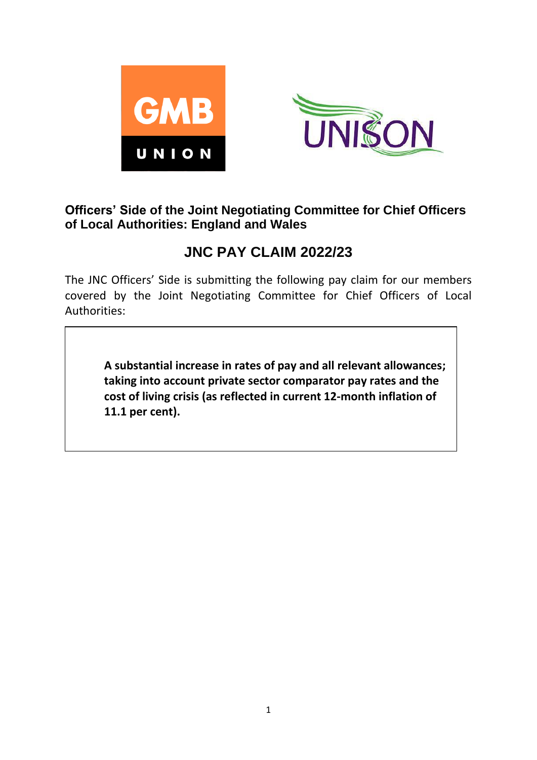GMB UNION

UNISON

## Officers' Side of the Joint Negotiating Committee for Chief Officers of Local Authorities: England and Wales

# JNC PAY CLAIM 2022/23

The JNC Officers' Side is submitting the following pay claim for our members covered by the Joint Negotiating Committee for Chief Officers of Local Authorities:

**A substantial increase in rates of pay and all relevant allowances; taking into account private sector comparator pay rates and the cost of living crisis (as reflected in current 12-month inflation of 11.1 per cent).**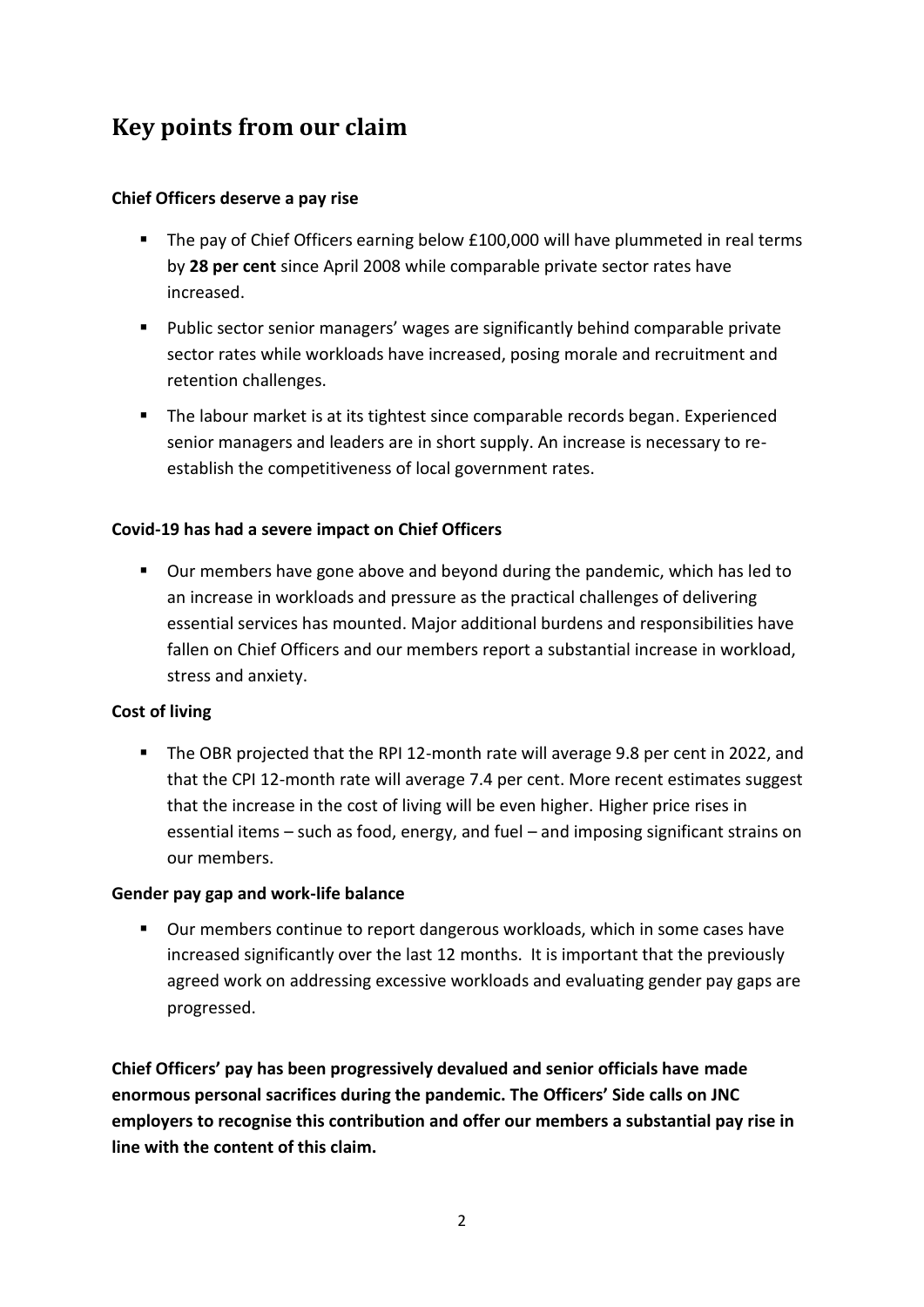## Key points from our claim

**Chief Officers deserve a pay rise**

- The pay of Chief Officers earning below £100,000 will have plummeted in real terms by **28 per cent** since April 2008 while comparable private sector rates have increased.
- Public sector senior managers' wages are significantly behind comparable private sector rates while workloads have increased, posing morale and recruitment and retention challenges.
- The labour market is at its tightest since comparable records began. Experienced senior managers and leaders are in short supply. An increase is necessary to re-establish the competitiveness of local government rates.

**Covid-19 has had a severe impact on Chief Officers**

- Our members have gone above and beyond during the pandemic, which has led to an increase in workloads and pressure as the practical challenges of delivering essential services has mounted. Major additional burdens and responsibilities have fallen on Chief Officers and our members report a substantial increase in workload, stress and anxiety.

**Cost of living**

- The OBR projected that the RPI 12-month rate will average 9.8 per cent in 2022, and that the CPI 12-month rate will average 7.4 per cent. More recent estimates suggest that the increase in the cost of living will be even higher. Higher price rises in essential items – such as food, energy, and fuel – and imposing significant strains on our members.

**Gender pay gap and work-life balance**

- Our members continue to report dangerous workloads, which in some cases have increased significantly over the last 12 months. It is important that the previously agreed work on addressing excessive workloads and evaluating gender pay gaps are progressed.

**Chief Officers' pay has been progressively devalued and senior officials have made enormous personal sacrifices during the pandemic. The Officers' Side calls on JNC employers to recognise this contribution and offer our members a substantial pay rise in line with the content of this claim.**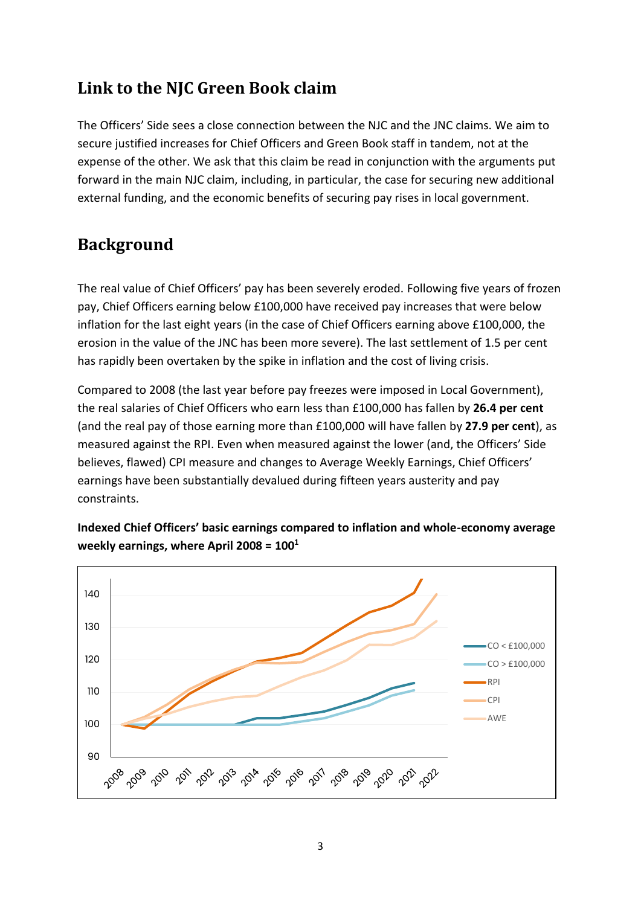## Link to the NJC Green Book claim

The Officers' Side sees a close connection between the NJC and the JNC claims. We aim to secure justified increases for Chief Officers and Green Book staff in tandem, not at the expense of the other. We ask that this claim be read in conjunction with the arguments put forward in the main NJC claim, including, in particular, the case for securing new additional external funding, and the economic benefits of securing pay rises in local government.

## Background

The real value of Chief Officers' pay has been severely eroded. Following five years of frozen pay, Chief Officers earning below £100,000 have received pay increases that were below inflation for the last eight years (in the case of Chief Officers earning above £100,000, the erosion in the value of the JNC has been more severe). The last settlement of 1.5 per cent has rapidly been overtaken by the spike in inflation and the cost of living crisis.

Compared to 2008 (the last year before pay freezes were imposed in Local Government), the real salaries of Chief Officers who earn less than £100,000 has fallen by **26.4 per cent** (and the real pay of those earning more than £100,000 will have fallen by **27.9 per cent**), as measured against the RPI. Even when measured against the lower (and, the Officers' Side believes, flawed) CPI measure and changes to Average Weekly Earnings, Chief Officers' earnings have been substantially devalued during fifteen years austerity and pay constraints.

**Indexed Chief Officers' basic earnings compared to inflation and whole-economy average weekly earnings, where April 2008 = 100**[1]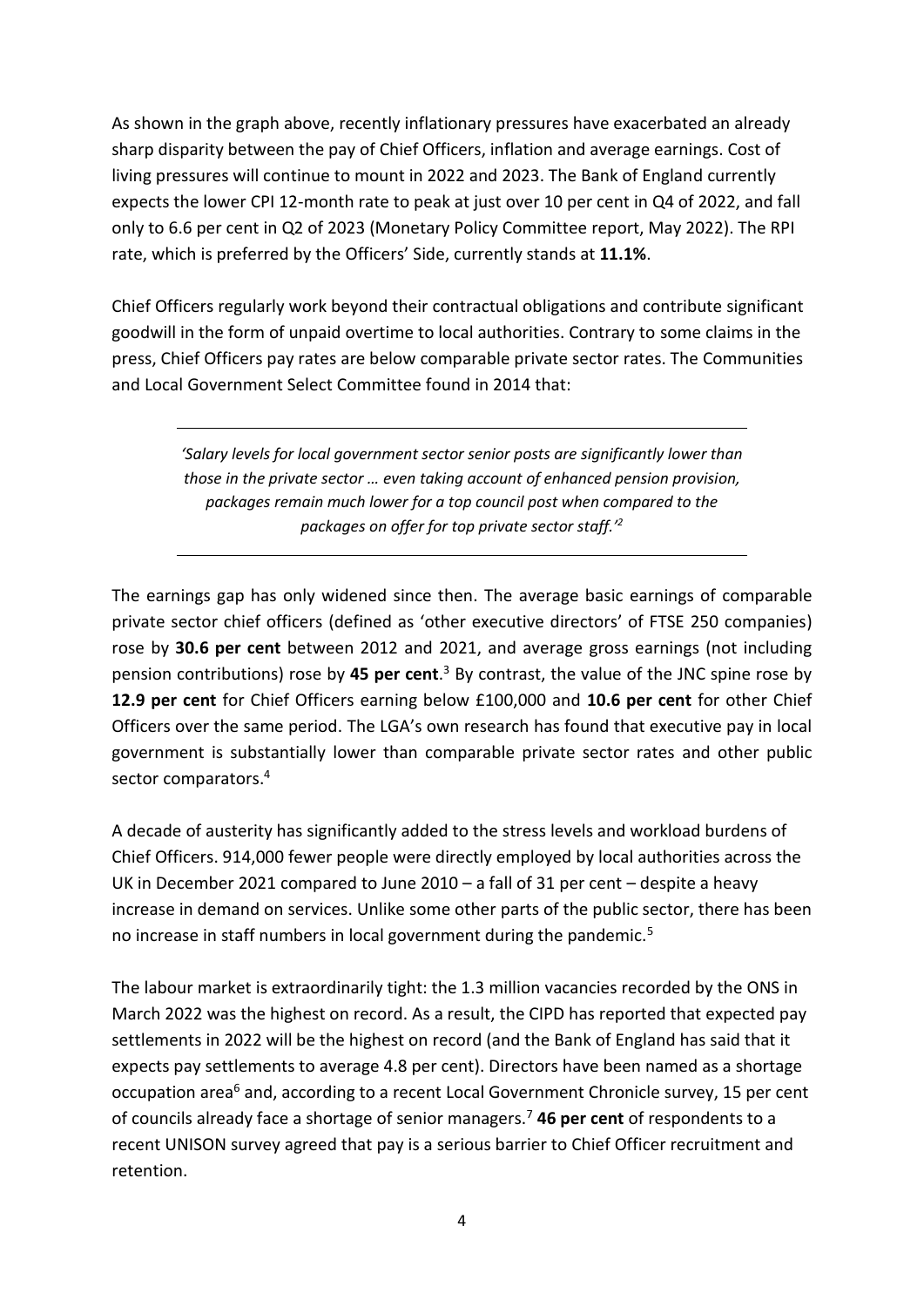As shown in the graph above, recently inflationary pressures have exacerbated an already sharp disparity between the pay of Chief Officers, inflation and average earnings. Cost of living pressures will continue to mount in 2022 and 2023. The Bank of England currently expects the lower CPI 12-month rate to peak at just over 10 per cent in Q4 of 2022, and fall only to 6.6 per cent in Q2 of 2023 (Monetary Policy Committee report, May 2022). The RPI rate, which is preferred by the Officers' Side, currently stands at **11.1%**.

Chief Officers regularly work beyond their contractual obligations and contribute significant goodwill in the form of unpaid overtime to local authorities. Contrary to some claims in the press, Chief Officers pay rates are below comparable private sector rates. The Communities and Local Government Select Committee found in 2014 that:

---

> *'Salary levels for local government sector senior posts are significantly lower than those in the private sector … even taking account of enhanced pension provision, packages remain much lower for a top council post when compared to the packages on offer for top private sector staff.'*[2]

---

The earnings gap has only widened since then. The average basic earnings of comparable private sector chief officers (defined as 'other executive directors' of FTSE 250 companies) rose by **30.6 per cent** between 2012 and 2021, and average gross earnings (not including pension contributions) rose by **45 per cent**.[3] By contrast, the value of the JNC spine rose by **12.9 per cent** for Chief Officers earning below £100,000 and **10.6 per cent** for other Chief Officers over the same period. The LGA's own research has found that executive pay in local government is substantially lower than comparable private sector rates and other public sector comparators.[4]

A decade of austerity has significantly added to the stress levels and workload burdens of Chief Officers. 914,000 fewer people were directly employed by local authorities across the UK in December 2021 compared to June 2010 – a fall of 31 per cent – despite a heavy increase in demand on services. Unlike some other parts of the public sector, there has been no increase in staff numbers in local government during the pandemic.[5]

The labour market is extraordinarily tight: the 1.3 million vacancies recorded by the ONS in March 2022 was the highest on record. As a result, the CIPD has reported that expected pay settlements in 2022 will be the highest on record (and the Bank of England has said that it expects pay settlements to average 4.8 per cent). Directors have been named as a shortage occupation area[6] and, according to a recent Local Government Chronicle survey, 15 per cent of councils already face a shortage of senior managers.[7] **46 per cent** of respondents to a recent UNISON survey agreed that pay is a serious barrier to Chief Officer recruitment and retention.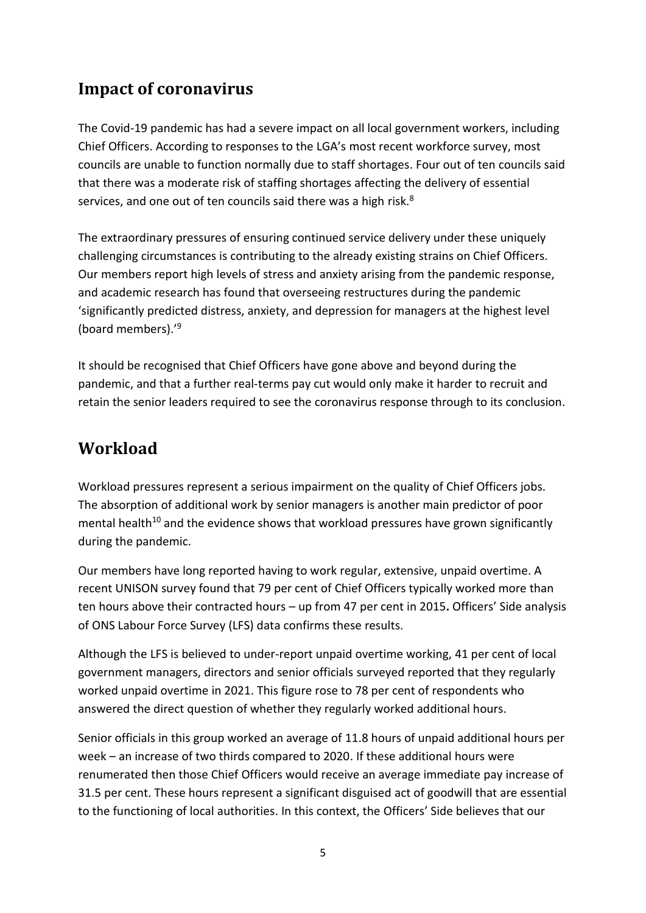## Impact of coronavirus

The Covid-19 pandemic has had a severe impact on all local government workers, including Chief Officers. According to responses to the LGA's most recent workforce survey, most councils are unable to function normally due to staff shortages. Four out of ten councils said that there was a moderate risk of staffing shortages affecting the delivery of essential services, and one out of ten councils said there was a high risk.[8]

The extraordinary pressures of ensuring continued service delivery under these uniquely challenging circumstances is contributing to the already existing strains on Chief Officers. Our members report high levels of stress and anxiety arising from the pandemic response, and academic research has found that overseeing restructures during the pandemic 'significantly predicted distress, anxiety, and depression for managers at the highest level (board members).'[9]

It should be recognised that Chief Officers have gone above and beyond during the pandemic, and that a further real-terms pay cut would only make it harder to recruit and retain the senior leaders required to see the coronavirus response through to its conclusion.

## Workload

Workload pressures represent a serious impairment on the quality of Chief Officers jobs. The absorption of additional work by senior managers is another main predictor of poor mental health[10] and the evidence shows that workload pressures have grown significantly during the pandemic.

Our members have long reported having to work regular, extensive, unpaid overtime. A recent UNISON survey found that 79 per cent of Chief Officers typically worked more than ten hours above their contracted hours – up from 47 per cent in 2015**.** Officers' Side analysis of ONS Labour Force Survey (LFS) data confirms these results.

Although the LFS is believed to under-report unpaid overtime working, 41 per cent of local government managers, directors and senior officials surveyed reported that they regularly worked unpaid overtime in 2021. This figure rose to 78 per cent of respondents who answered the direct question of whether they regularly worked additional hours.

Senior officials in this group worked an average of 11.8 hours of unpaid additional hours per week – an increase of two thirds compared to 2020. If these additional hours were renumerated then those Chief Officers would receive an average immediate pay increase of 31.5 per cent. These hours represent a significant disguised act of goodwill that are essential to the functioning of local authorities. In this context, the Officers' Side believes that our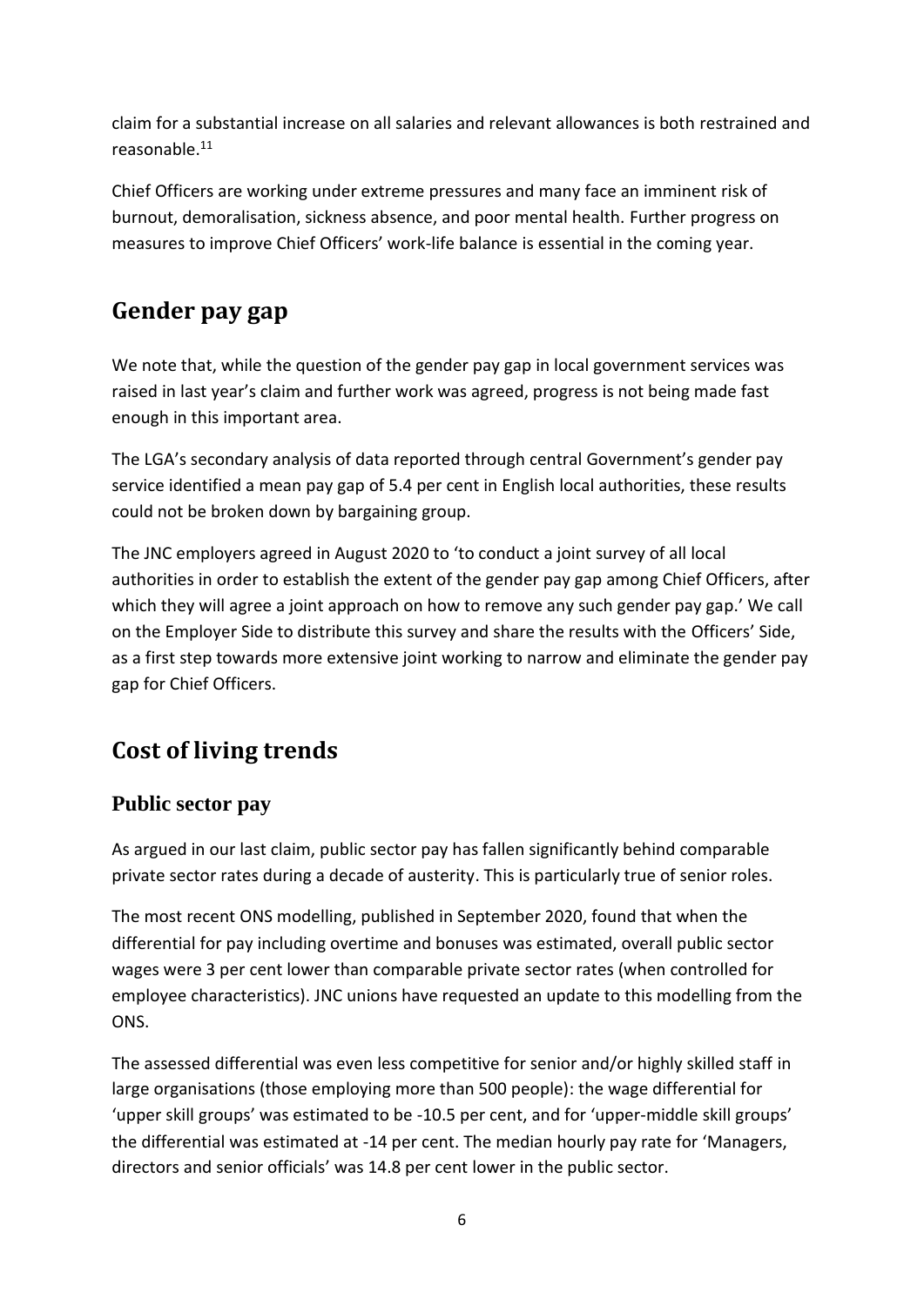claim for a substantial increase on all salaries and relevant allowances is both restrained and reasonable.[11]

Chief Officers are working under extreme pressures and many face an imminent risk of burnout, demoralisation, sickness absence, and poor mental health. Further progress on measures to improve Chief Officers' work-life balance is essential in the coming year.

## Gender pay gap

We note that, while the question of the gender pay gap in local government services was raised in last year's claim and further work was agreed, progress is not being made fast enough in this important area.

The LGA's secondary analysis of data reported through central Government's gender pay service identified a mean pay gap of 5.4 per cent in English local authorities, these results could not be broken down by bargaining group.

The JNC employers agreed in August 2020 to 'to conduct a joint survey of all local authorities in order to establish the extent of the gender pay gap among Chief Officers, after which they will agree a joint approach on how to remove any such gender pay gap.' We call on the Employer Side to distribute this survey and share the results with the Officers' Side, as a first step towards more extensive joint working to narrow and eliminate the gender pay gap for Chief Officers.

## Cost of living trends

### Public sector pay

As argued in our last claim, public sector pay has fallen significantly behind comparable private sector rates during a decade of austerity. This is particularly true of senior roles.

The most recent ONS modelling, published in September 2020, found that when the differential for pay including overtime and bonuses was estimated, overall public sector wages were 3 per cent lower than comparable private sector rates (when controlled for employee characteristics). JNC unions have requested an update to this modelling from the ONS.

The assessed differential was even less competitive for senior and/or highly skilled staff in large organisations (those employing more than 500 people): the wage differential for 'upper skill groups' was estimated to be -10.5 per cent, and for 'upper-middle skill groups' the differential was estimated at -14 per cent. The median hourly pay rate for 'Managers, directors and senior officials' was 14.8 per cent lower in the public sector.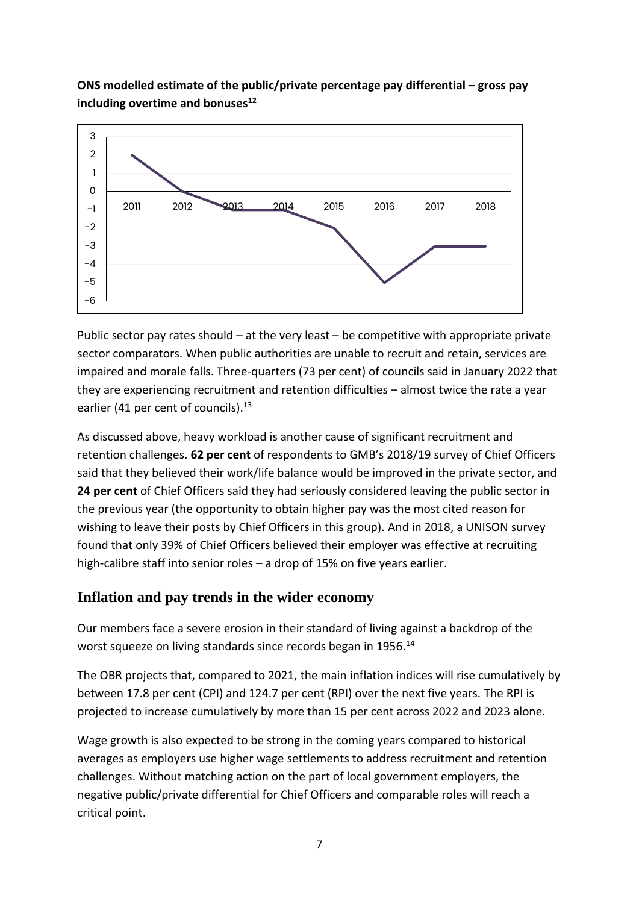**ONS modelled estimate of the public/private percentage pay differential – gross pay including overtime and bonuses[12]**

Public sector pay rates should – at the very least – be competitive with appropriate private sector comparators. When public authorities are unable to recruit and retain, services are impaired and morale falls. Three-quarters (73 per cent) of councils said in January 2022 that they are experiencing recruitment and retention difficulties – almost twice the rate a year earlier (41 per cent of councils).[13]

As discussed above, heavy workload is another cause of significant recruitment and retention challenges. **62 per cent** of respondents to GMB's 2018/19 survey of Chief Officers said that they believed their work/life balance would be improved in the private sector, and **24 per cent** of Chief Officers said they had seriously considered leaving the public sector in the previous year (the opportunity to obtain higher pay was the most cited reason for wishing to leave their posts by Chief Officers in this group). And in 2018, a UNISON survey found that only 39% of Chief Officers believed their employer was effective at recruiting high-calibre staff into senior roles – a drop of 15% on five years earlier.

## Inflation and pay trends in the wider economy

Our members face a severe erosion in their standard of living against a backdrop of the worst squeeze on living standards since records began in 1956.[14]

The OBR projects that, compared to 2021, the main inflation indices will rise cumulatively by between 17.8 per cent (CPI) and 124.7 per cent (RPI) over the next five years. The RPI is projected to increase cumulatively by more than 15 per cent across 2022 and 2023 alone.

Wage growth is also expected to be strong in the coming years compared to historical averages as employers use higher wage settlements to address recruitment and retention challenges. Without matching action on the part of local government employers, the negative public/private differential for Chief Officers and comparable roles will reach a critical point.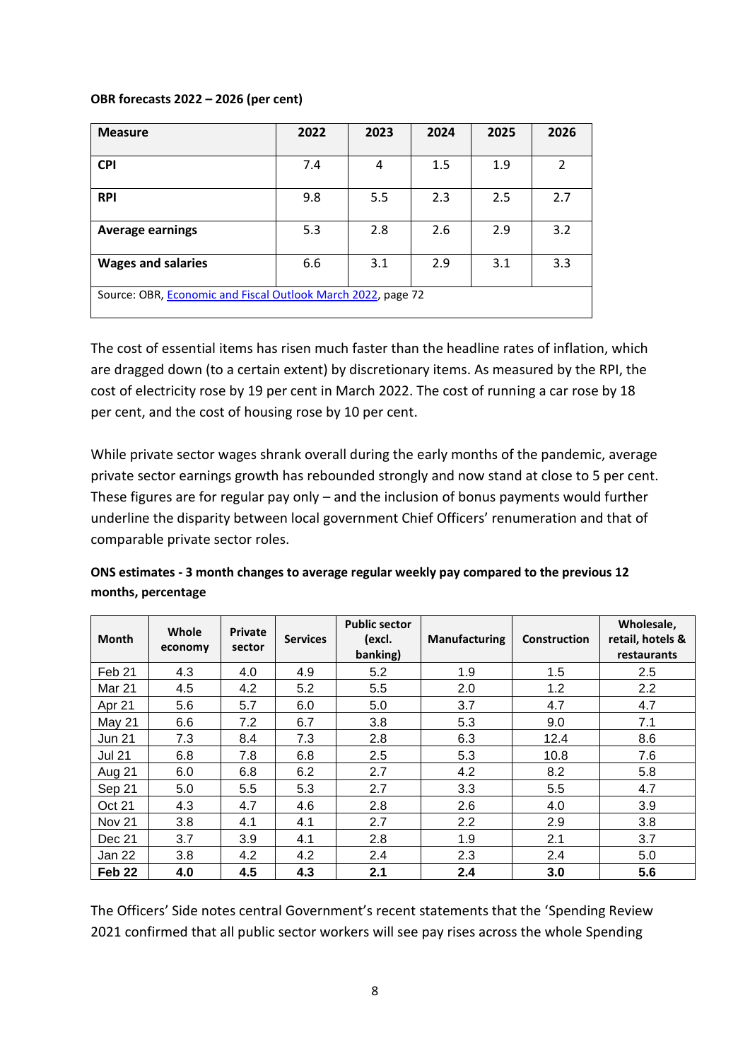**OBR forecasts 2022 – 2026 (per cent)**

| Measure | 2022 | 2023 | 2024 | 2025 | 2026 |
|---|---|---|---|---|---|
| **CPI** | 7.4 | 4 | 1.5 | 1.9 | 2 |
| **RPI** | 9.8 | 5.5 | 2.3 | 2.5 | 2.7 |
| **Average earnings** | 5.3 | 2.8 | 2.6 | 2.9 | 3.2 |
| **Wages and salaries** | 6.6 | 3.1 | 2.9 | 3.1 | 3.3 |
| Source: OBR, Economic and Fiscal Outlook March 2022, page 72 | | | | | |

The cost of essential items has risen much faster than the headline rates of inflation, which are dragged down (to a certain extent) by discretionary items. As measured by the RPI, the cost of electricity rose by 19 per cent in March 2022. The cost of running a car rose by 18 per cent, and the cost of housing rose by 10 per cent.

While private sector wages shrank overall during the early months of the pandemic, average private sector earnings growth has rebounded strongly and now stand at close to 5 per cent. These figures are for regular pay only – and the inclusion of bonus payments would further underline the disparity between local government Chief Officers' renumeration and that of comparable private sector roles.

**ONS estimates - 3 month changes to average regular weekly pay compared to the previous 12 months, percentage**

| Month | Whole economy | Private sector | Services | Public sector (excl. banking) | Manufacturing | Construction | Wholesale, retail, hotels & restaurants |
|---|---|---|---|---|---|---|---|
| Feb 21 | 4.3 | 4.0 | 4.9 | 5.2 | 1.9 | 1.5 | 2.5 |
| Mar 21 | 4.5 | 4.2 | 5.2 | 5.5 | 2.0 | 1.2 | 2.2 |
| Apr 21 | 5.6 | 5.7 | 6.0 | 5.0 | 3.7 | 4.7 | 4.7 |
| May 21 | 6.6 | 7.2 | 6.7 | 3.8 | 5.3 | 9.0 | 7.1 |
| Jun 21 | 7.3 | 8.4 | 7.3 | 2.8 | 6.3 | 12.4 | 8.6 |
| Jul 21 | 6.8 | 7.8 | 6.8 | 2.5 | 5.3 | 10.8 | 7.6 |
| Aug 21 | 6.0 | 6.8 | 6.2 | 2.7 | 4.2 | 8.2 | 5.8 |
| Sep 21 | 5.0 | 5.5 | 5.3 | 2.7 | 3.3 | 5.5 | 4.7 |
| Oct 21 | 4.3 | 4.7 | 4.6 | 2.8 | 2.6 | 4.0 | 3.9 |
| Nov 21 | 3.8 | 4.1 | 4.1 | 2.7 | 2.2 | 2.9 | 3.8 |
| Dec 21 | 3.7 | 3.9 | 4.1 | 2.8 | 1.9 | 2.1 | 3.7 |
| Jan 22 | 3.8 | 4.2 | 4.2 | 2.4 | 2.3 | 2.4 | 5.0 |
| **Feb 22** | **4.0** | **4.5** | **4.3** | **2.1** | **2.4** | **3.0** | **5.6** |

The Officers' Side notes central Government's recent statements that the 'Spending Review 2021 confirmed that all public sector workers will see pay rises across the whole Spending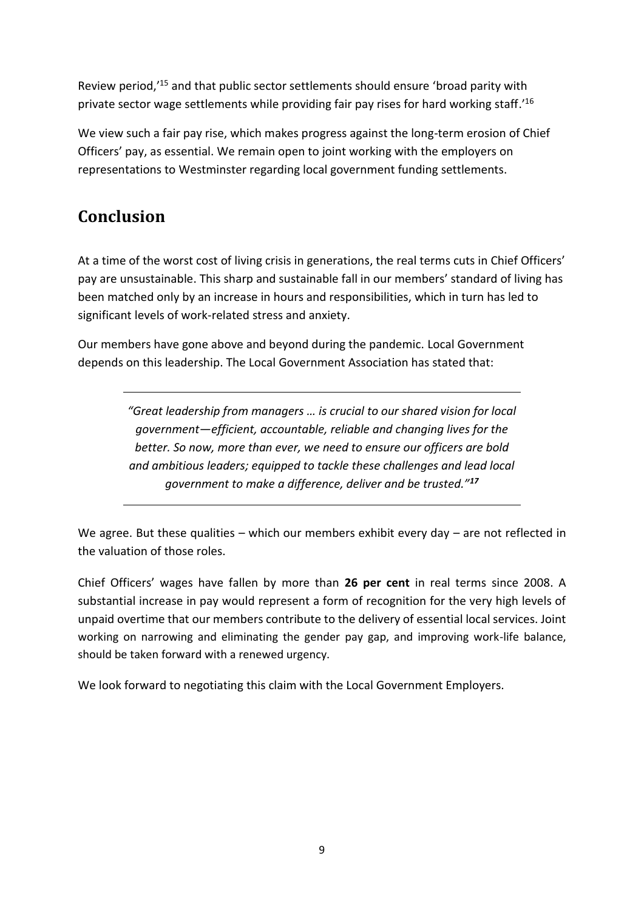Review period,'[15] and that public sector settlements should ensure 'broad parity with private sector wage settlements while providing fair pay rises for hard working staff.'[16]

We view such a fair pay rise, which makes progress against the long-term erosion of Chief Officers' pay, as essential. We remain open to joint working with the employers on representations to Westminster regarding local government funding settlements.

## Conclusion

At a time of the worst cost of living crisis in generations, the real terms cuts in Chief Officers' pay are unsustainable. This sharp and sustainable fall in our members' standard of living has been matched only by an increase in hours and responsibilities, which in turn has led to significant levels of work-related stress and anxiety.

Our members have gone above and beyond during the pandemic. Local Government depends on this leadership. The Local Government Association has stated that:

> *"Great leadership from managers … is crucial to our shared vision for local government—efficient, accountable, reliable and changing lives for the better. So now, more than ever, we need to ensure our officers are bold and ambitious leaders; equipped to tackle these challenges and lead local government to make a difference, deliver and be trusted."*[17]

We agree. But these qualities – which our members exhibit every day – are not reflected in the valuation of those roles.

Chief Officers' wages have fallen by more than **26 per cent** in real terms since 2008. A substantial increase in pay would represent a form of recognition for the very high levels of unpaid overtime that our members contribute to the delivery of essential local services. Joint working on narrowing and eliminating the gender pay gap, and improving work-life balance, should be taken forward with a renewed urgency.

We look forward to negotiating this claim with the Local Government Employers.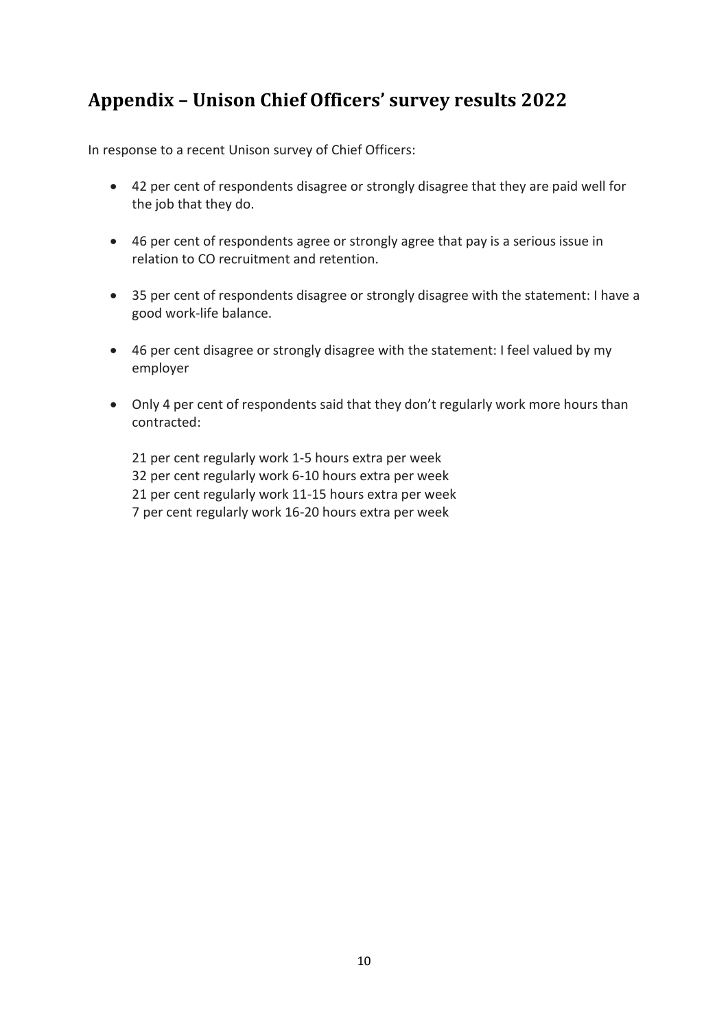## Appendix – Unison Chief Officers' survey results 2022

In response to a recent Unison survey of Chief Officers:

- 42 per cent of respondents disagree or strongly disagree that they are paid well for the job that they do.
- 46 per cent of respondents agree or strongly agree that pay is a serious issue in relation to CO recruitment and retention.
- 35 per cent of respondents disagree or strongly disagree with the statement: I have a good work-life balance.
- 46 per cent disagree or strongly disagree with the statement: I feel valued by my employer
- Only 4 per cent of respondents said that they don't regularly work more hours than contracted:

  21 per cent regularly work 1-5 hours extra per week
  32 per cent regularly work 6-10 hours extra per week
  21 per cent regularly work 11-15 hours extra per week
  7 per cent regularly work 16-20 hours extra per week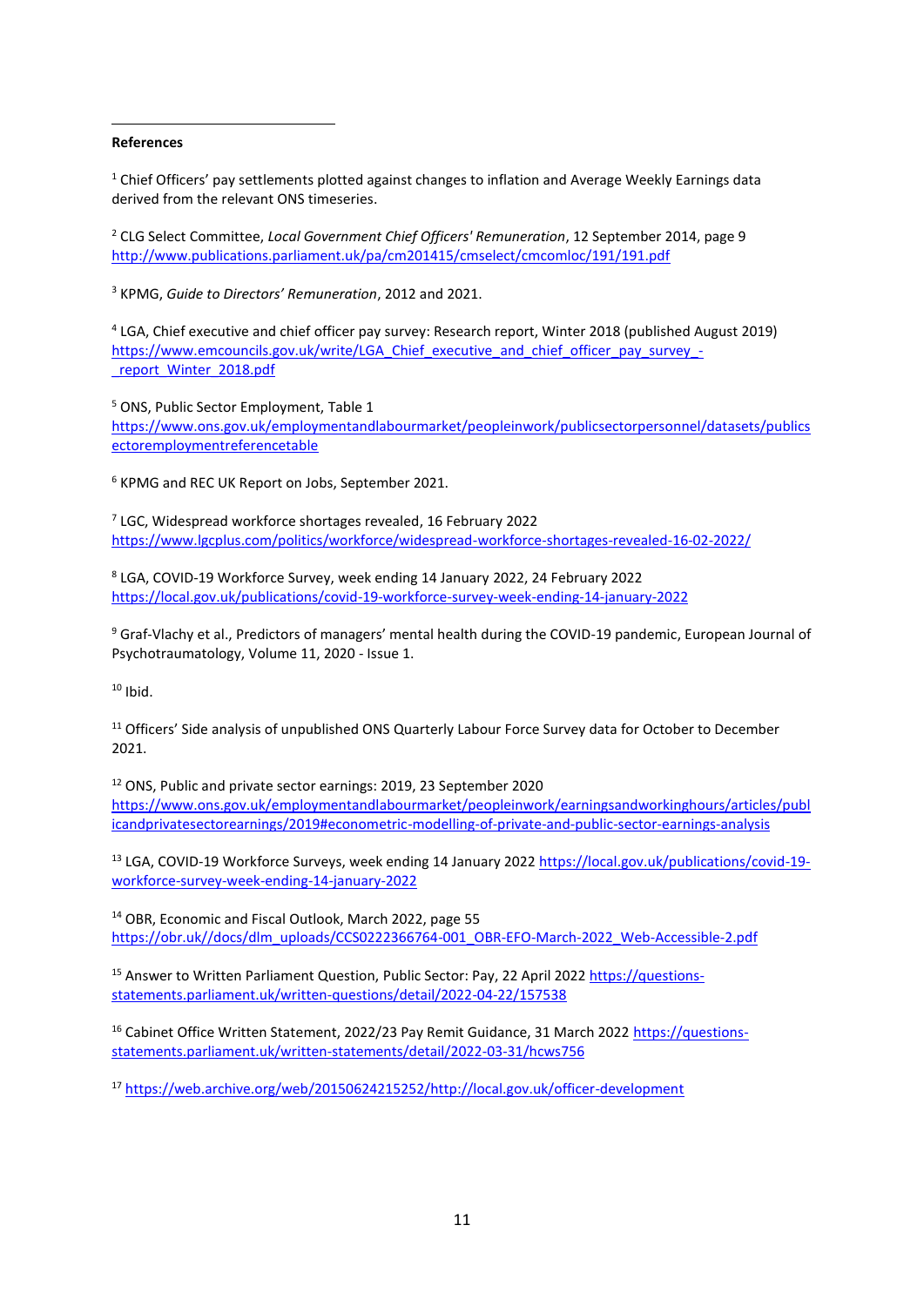**References**

[1] Chief Officers' pay settlements plotted against changes to inflation and Average Weekly Earnings data derived from the relevant ONS timeseries.

[2] CLG Select Committee, *Local Government Chief Officers' Remuneration*, 12 September 2014, page 9 http://www.publications.parliament.uk/pa/cm201415/cmselect/cmcomloc/191/191.pdf

[3] KPMG, *Guide to Directors' Remuneration*, 2012 and 2021.

[4] LGA, Chief executive and chief officer pay survey: Research report, Winter 2018 (published August 2019) https://www.emcouncils.gov.uk/write/LGA_Chief_executive_and_chief_officer_pay_survey_-_report_Winter_2018.pdf

[5] ONS, Public Sector Employment, Table 1 https://www.ons.gov.uk/employmentandlabourmarket/peopleinwork/publicsectorpersonnel/datasets/publicsectoremploymentreferencetable

[6] KPMG and REC UK Report on Jobs, September 2021.

[7] LGC, Widespread workforce shortages revealed, 16 February 2022 https://www.lgcplus.com/politics/workforce/widespread-workforce-shortages-revealed-16-02-2022/

[8] LGA, COVID-19 Workforce Survey, week ending 14 January 2022, 24 February 2022 https://local.gov.uk/publications/covid-19-workforce-survey-week-ending-14-january-2022

[9] Graf-Vlachy et al., Predictors of managers' mental health during the COVID-19 pandemic, European Journal of Psychotraumatology, Volume 11, 2020 - Issue 1.

[10] Ibid.

[11] Officers' Side analysis of unpublished ONS Quarterly Labour Force Survey data for October to December 2021.

[12] ONS, Public and private sector earnings: 2019, 23 September 2020 https://www.ons.gov.uk/employmentandlabourmarket/peopleinwork/earningsandworkinghours/articles/publicandprivatesectorearnings/2019#econometric-modelling-of-private-and-public-sector-earnings-analysis

[13] LGA, COVID-19 Workforce Surveys, week ending 14 January 2022 https://local.gov.uk/publications/covid-19-workforce-survey-week-ending-14-january-2022

[14] OBR, Economic and Fiscal Outlook, March 2022, page 55 https://obr.uk//docs/dlm_uploads/CCS0222366764-001_OBR-EFO-March-2022_Web-Accessible-2.pdf

[15] Answer to Written Parliament Question, Public Sector: Pay, 22 April 2022 https://questions-statements.parliament.uk/written-questions/detail/2022-04-22/157538

[16] Cabinet Office Written Statement, 2022/23 Pay Remit Guidance, 31 March 2022 https://questions-statements.parliament.uk/written-statements/detail/2022-03-31/hcws756

[17] https://web.archive.org/web/20150624215252/http://local.gov.uk/officer-development